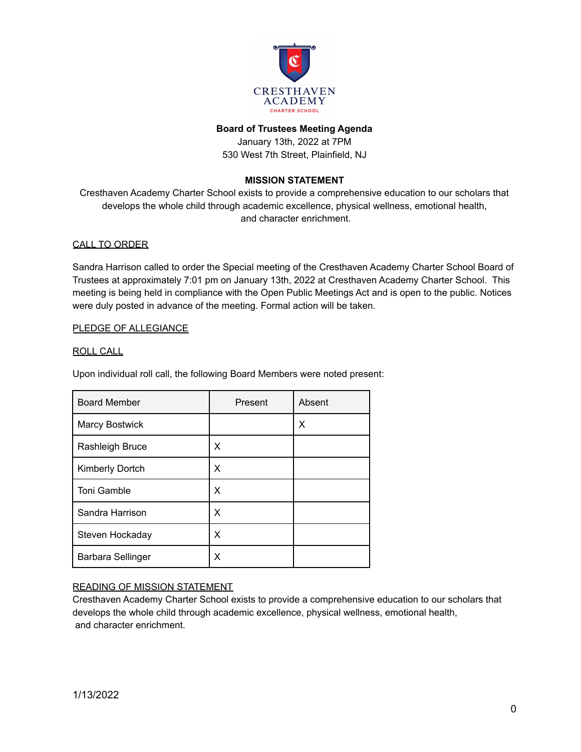CRESTHAVEN ACADEMY
CHARTER SCHOOL

**Board of Trustees Meeting Agenda**
January 13th, 2022 at 7PM
530 West 7th Street, Plainfield, NJ

**MISSION STATEMENT**
Cresthaven Academy Charter School exists to provide a comprehensive education to our scholars that develops the whole child through academic excellence, physical wellness, emotional health, and character enrichment.

CALL TO ORDER

Sandra Harrison called to order the Special meeting of the Cresthaven Academy Charter School Board of Trustees at approximately 7:01 pm on January 13th, 2022 at Cresthaven Academy Charter School. This meeting is being held in compliance with the Open Public Meetings Act and is open to the public. Notices were duly posted in advance of the meeting. Formal action will be taken.

PLEDGE OF ALLEGIANCE

ROLL CALL

Upon individual roll call, the following Board Members were noted present:

| Board Member | Present | Absent |
|---|---|---|
| Marcy Bostwick | | X |
| Rashleigh Bruce | X | |
| Kimberly Dortch | X | |
| Toni Gamble | X | |
| Sandra Harrison | X | |
| Steven Hockaday | X | |
| Barbara Sellinger | X | |

READING OF MISSION STATEMENT
Cresthaven Academy Charter School exists to provide a comprehensive education to our scholars that develops the whole child through academic excellence, physical wellness, emotional health, and character enrichment.

1/13/2022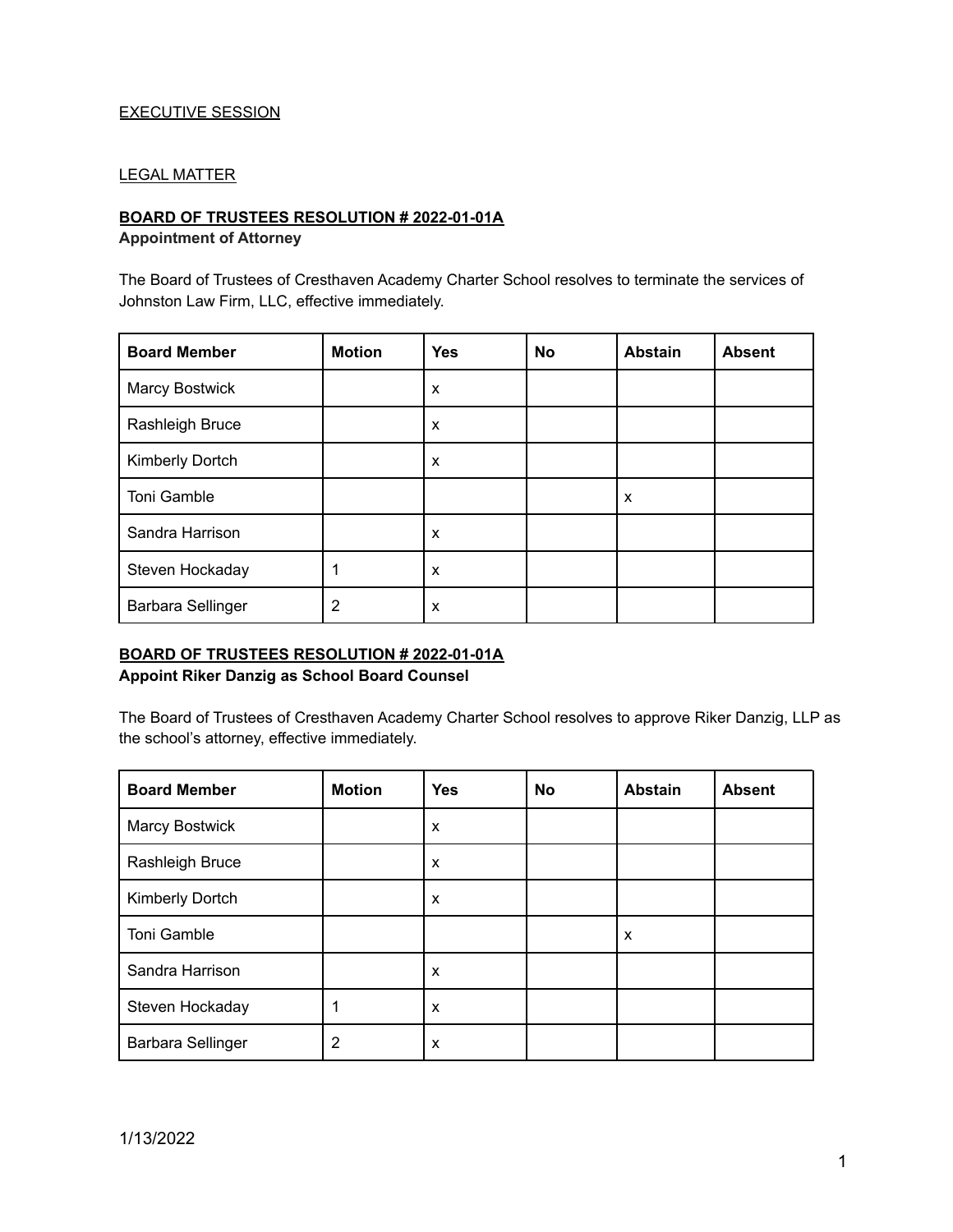EXECUTIVE SESSION

LEGAL MATTER

**BOARD OF TRUSTEES RESOLUTION # 2022-01-01A**
**Appointment of Attorney**

The Board of Trustees of Cresthaven Academy Charter School resolves to terminate the services of Johnston Law Firm, LLC, effective immediately.

| Board Member | Motion | Yes | No | Abstain | Absent |
|---|---|---|---|---|---|
| Marcy Bostwick | | x | | | |
| Rashleigh Bruce | | x | | | |
| Kimberly Dortch | | x | | | |
| Toni Gamble | | | | x | |
| Sandra Harrison | | x | | | |
| Steven Hockaday | 1 | x | | | |
| Barbara Sellinger | 2 | x | | | |

**BOARD OF TRUSTEES RESOLUTION # 2022-01-01A**
**Appoint Riker Danzig as School Board Counsel**

The Board of Trustees of Cresthaven Academy Charter School resolves to approve Riker Danzig, LLP as the school's attorney, effective immediately.

| Board Member | Motion | Yes | No | Abstain | Absent |
|---|---|---|---|---|---|
| Marcy Bostwick | | x | | | |
| Rashleigh Bruce | | x | | | |
| Kimberly Dortch | | x | | | |
| Toni Gamble | | | | x | |
| Sandra Harrison | | x | | | |
| Steven Hockaday | 1 | x | | | |
| Barbara Sellinger | 2 | x | | | |

1/13/2022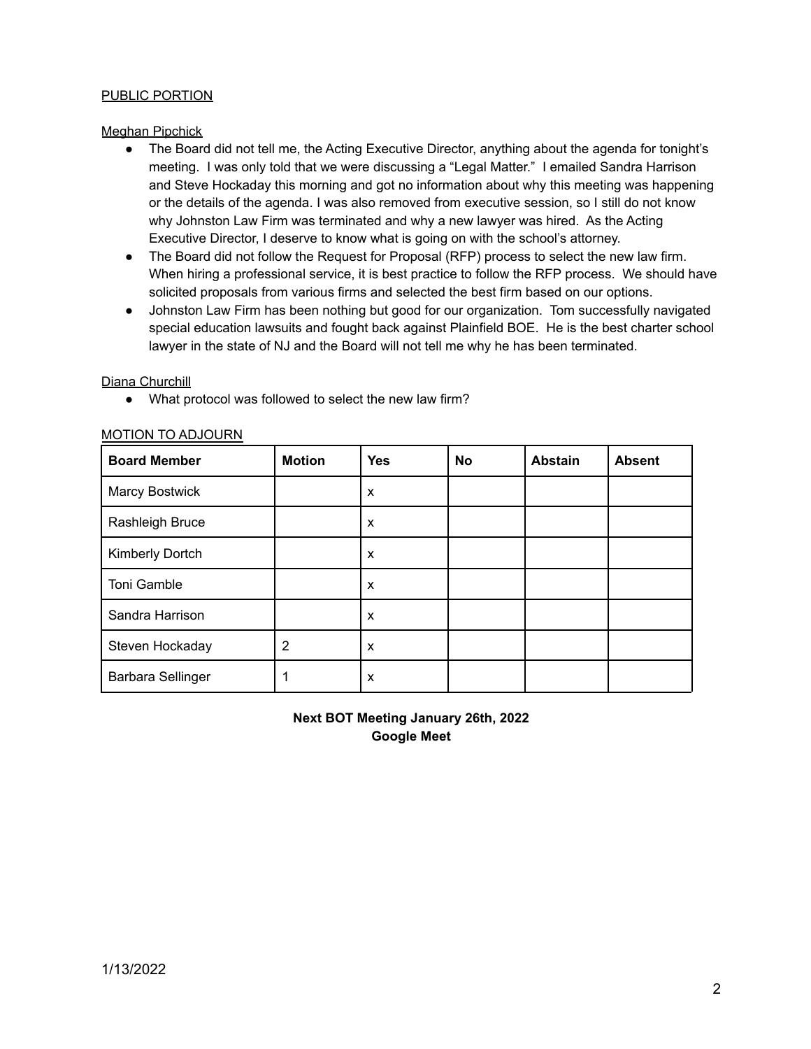PUBLIC PORTION

Meghan Pipchick

- The Board did not tell me, the Acting Executive Director, anything about the agenda for tonight's meeting. I was only told that we were discussing a "Legal Matter." I emailed Sandra Harrison and Steve Hockaday this morning and got no information about why this meeting was happening or the details of the agenda. I was also removed from executive session, so I still do not know why Johnston Law Firm was terminated and why a new lawyer was hired. As the Acting Executive Director, I deserve to know what is going on with the school's attorney.
- The Board did not follow the Request for Proposal (RFP) process to select the new law firm. When hiring a professional service, it is best practice to follow the RFP process. We should have solicited proposals from various firms and selected the best firm based on our options.
- Johnston Law Firm has been nothing but good for our organization. Tom successfully navigated special education lawsuits and fought back against Plainfield BOE. He is the best charter school lawyer in the state of NJ and the Board will not tell me why he has been terminated.

Diana Churchill

- What protocol was followed to select the new law firm?

MOTION TO ADJOURN

| Board Member | Motion | Yes | No | Abstain | Absent |
|---|---|---|---|---|---|
| Marcy Bostwick | | x | | | |
| Rashleigh Bruce | | x | | | |
| Kimberly Dortch | | x | | | |
| Toni Gamble | | x | | | |
| Sandra Harrison | | x | | | |
| Steven Hockaday | 2 | x | | | |
| Barbara Sellinger | 1 | x | | | |

**Next BOT Meeting January 26th, 2022**
**Google Meet**

1/13/2022